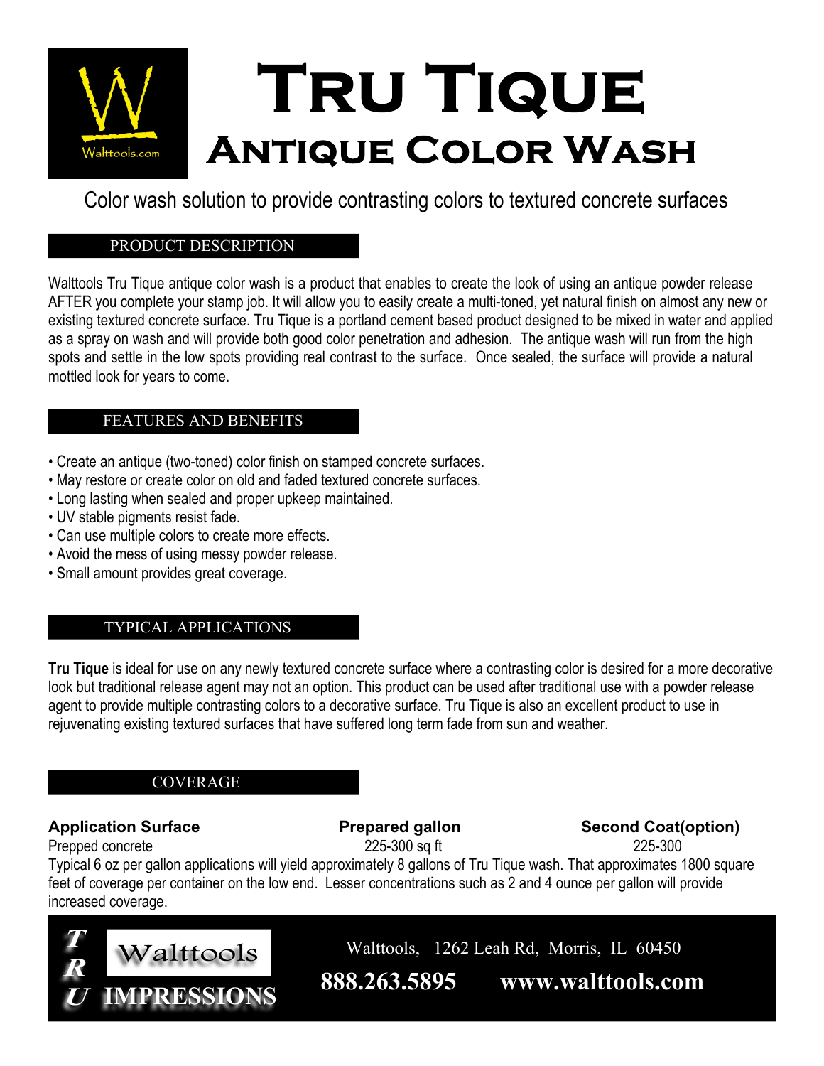Walttools.com

# Tru Tique

## Antique Color Wash

Color wash solution to provide contrasting colors to textured concrete surfaces

### PRODUCT DESCRIPTION

Walttools Tru Tique antique color wash is a product that enables to create the look of using an antique powder release AFTER you complete your stamp job. It will allow you to easily create a multi-toned, yet natural finish on almost any new or existing textured concrete surface. Tru Tique is a portland cement based product designed to be mixed in water and applied as a spray on wash and will provide both good color penetration and adhesion. The antique wash will run from the high spots and settle in the low spots providing real contrast to the surface. Once sealed, the surface will provide a natural mottled look for years to come.

### FEATURES AND BENEFITS

- Create an antique (two-toned) color finish on stamped concrete surfaces.
- May restore or create color on old and faded textured concrete surfaces.
- Long lasting when sealed and proper upkeep maintained.
- UV stable pigments resist fade.
- Can use multiple colors to create more effects.
- Avoid the mess of using messy powder release.
- Small amount provides great coverage.

### TYPICAL APPLICATIONS

**Tru Tique** is ideal for use on any newly textured concrete surface where a contrasting color is desired for a more decorative look but traditional release agent may not an option. This product can be used after traditional use with a powder release agent to provide multiple contrasting colors to a decorative surface. Tru Tique is also an excellent product to use in rejuvenating existing textured surfaces that have suffered long term fade from sun and weather.

### COVERAGE

| Application Surface | Prepared gallon | Second Coat(option) |
| --- | --- | --- |
| Prepped concrete | 225-300 sq ft | 225-300 |

Typical 6 oz per gallon applications will yield approximately 8 gallons of Tru Tique wash. That approximates 1800 square feet of coverage per container on the low end. Lesser concentrations such as 2 and 4 ounce per gallon will provide increased coverage.

TRU Walttools IMPRESSIONS

Walttools, 1262 Leah Rd, Morris, IL 60450

**888.263.5895** **www.walttools.com**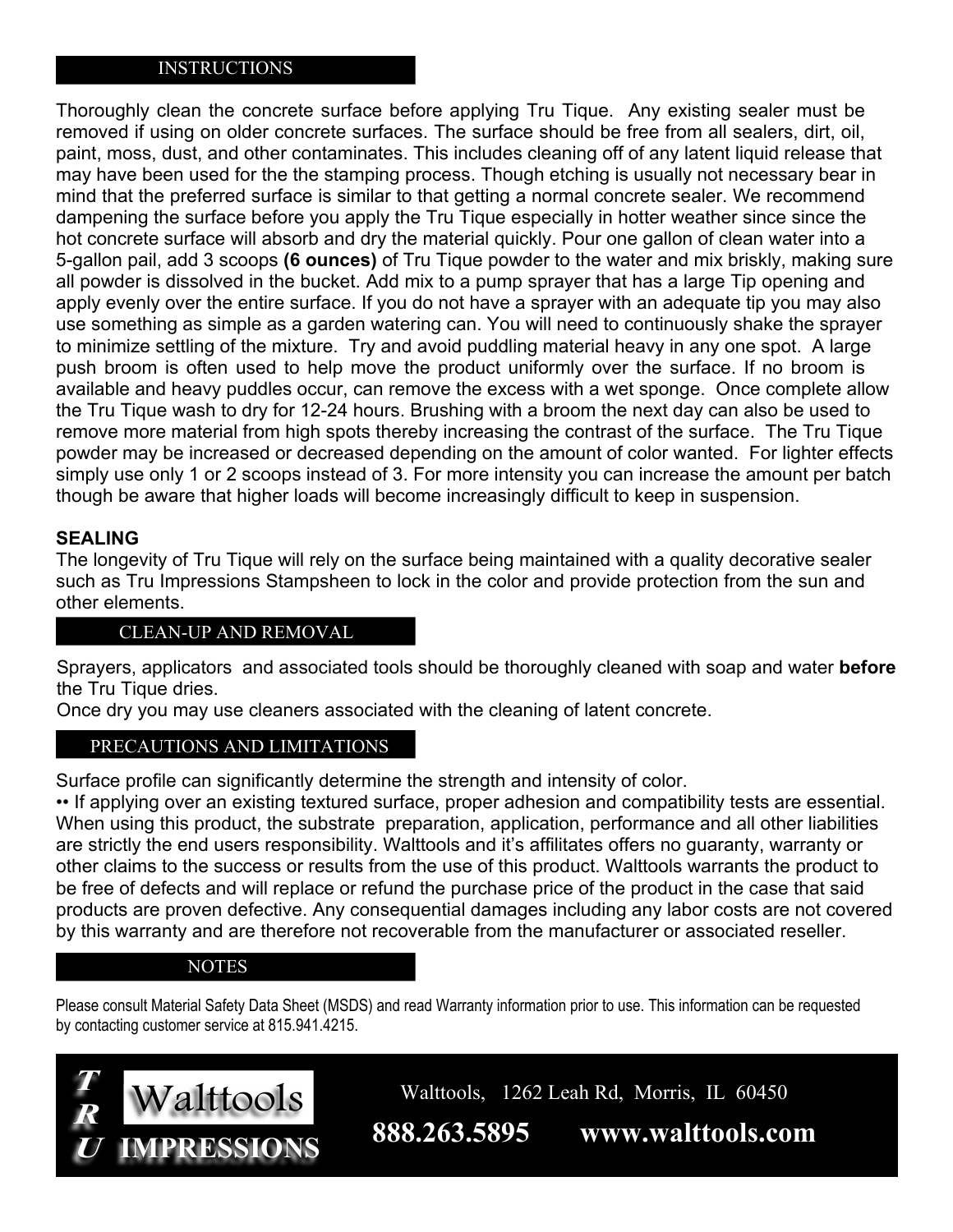## INSTRUCTIONS

Thoroughly clean the concrete surface before applying Tru Tique. Any existing sealer must be removed if using on older concrete surfaces. The surface should be free from all sealers, dirt, oil, paint, moss, dust, and other contaminates. This includes cleaning off of any latent liquid release that may have been used for the the stamping process. Though etching is usually not necessary bear in mind that the preferred surface is similar to that getting a normal concrete sealer. We recommend dampening the surface before you apply the Tru Tique especially in hotter weather since since the hot concrete surface will absorb and dry the material quickly. Pour one gallon of clean water into a 5-gallon pail, add 3 scoops **(6 ounces)** of Tru Tique powder to the water and mix briskly, making sure all powder is dissolved in the bucket. Add mix to a pump sprayer that has a large Tip opening and apply evenly over the entire surface. If you do not have a sprayer with an adequate tip you may also use something as simple as a garden watering can. You will need to continuously shake the sprayer to minimize settling of the mixture. Try and avoid puddling material heavy in any one spot. A large push broom is often used to help move the product uniformly over the surface. If no broom is available and heavy puddles occur, can remove the excess with a wet sponge. Once complete allow the Tru Tique wash to dry for 12-24 hours. Brushing with a broom the next day can also be used to remove more material from high spots thereby increasing the contrast of the surface. The Tru Tique powder may be increased or decreased depending on the amount of color wanted. For lighter effects simply use only 1 or 2 scoops instead of 3. For more intensity you can increase the amount per batch though be aware that higher loads will become increasingly difficult to keep in suspension.

**SEALING**

The longevity of Tru Tique will rely on the surface being maintained with a quality decorative sealer such as Tru Impressions Stampsheen to lock in the color and provide protection from the sun and other elements.

## CLEAN-UP AND REMOVAL

Sprayers, applicators and associated tools should be thoroughly cleaned with soap and water **before** the Tru Tique dries.

Once dry you may use cleaners associated with the cleaning of latent concrete.

## PRECAUTIONS AND LIMITATIONS

Surface profile can significantly determine the strength and intensity of color.

•• If applying over an existing textured surface, proper adhesion and compatibility tests are essential. When using this product, the substrate preparation, application, performance and all other liabilities are strictly the end users responsibility. Walttools and it's affilitates offers no guaranty, warranty or other claims to the success or results from the use of this product. Walttools warrants the product to be free of defects and will replace or refund the purchase price of the product in the case that said products are proven defective. Any consequential damages including any labor costs are not covered by this warranty and are therefore not recoverable from the manufacturer or associated reseller.

## NOTES

Please consult Material Safety Data Sheet (MSDS) and read Warranty information prior to use. This information can be requested by contacting customer service at 815.941.4215.

TRU Walttools IMPRESSIONS

Walttools, 1262 Leah Rd, Morris, IL 60450

**888.263.5895 www.walttools.com**